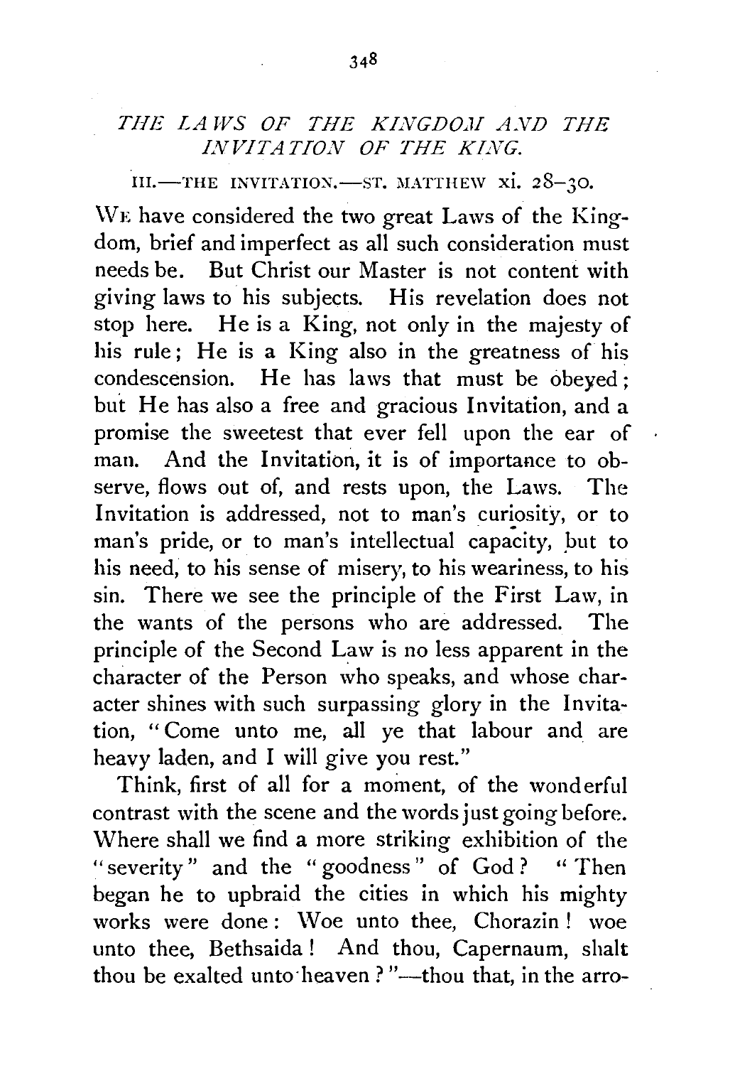## *THE LAWS OF THE KINGDOM AND THE INVITATION OF THE KING.*

### III.—THE INVITATION.—ST. MATTHEW xi. 28–30.

WE have considered the two great Laws of the Kingdom, brief and imperfect as all such consideration must needs be. But Christ our Master is not content with giving laws to his subjects. His revelation does not stop here. He is a King, not only in the majesty of his rule; He is a King also in the greatness of his condescension. He has laws that must be obeyed; but He has also a free and gracious Invitation, and a promise the sweetest that ever fell upon the ear of man. And the Invitation, it is of importance to observe, flows out of, and rests upon, the Laws. The Invitation is addressed, not to man's curiosity, or to man's pride, or to man's intellectual capacity, but to his need, to his sense of misery, to his weariness, to his sin. There we see the principle of the First Law, in the wants of the persons who are addressed. The principle of the Second Law is no less apparent in the character of the Person who speaks, and whose character shines with such surpassing glory in the Invitation, "Come unto me, all ye that labour and are heavy laden, and I will give you rest."

Think, first of all for a moment, of the wonderful contrast with the scene and the words just going before. Where shall we find a more striking exhibition of the "severity" and the "goodness" of God? "Then began he to upbraid the cities in which his mighty works were done: Woe unto thee, Chorazin! woe unto thee, Bethsaida! And thou, Capernaum, shalt thou be exalted unto heaven?"—thou that, in the arro-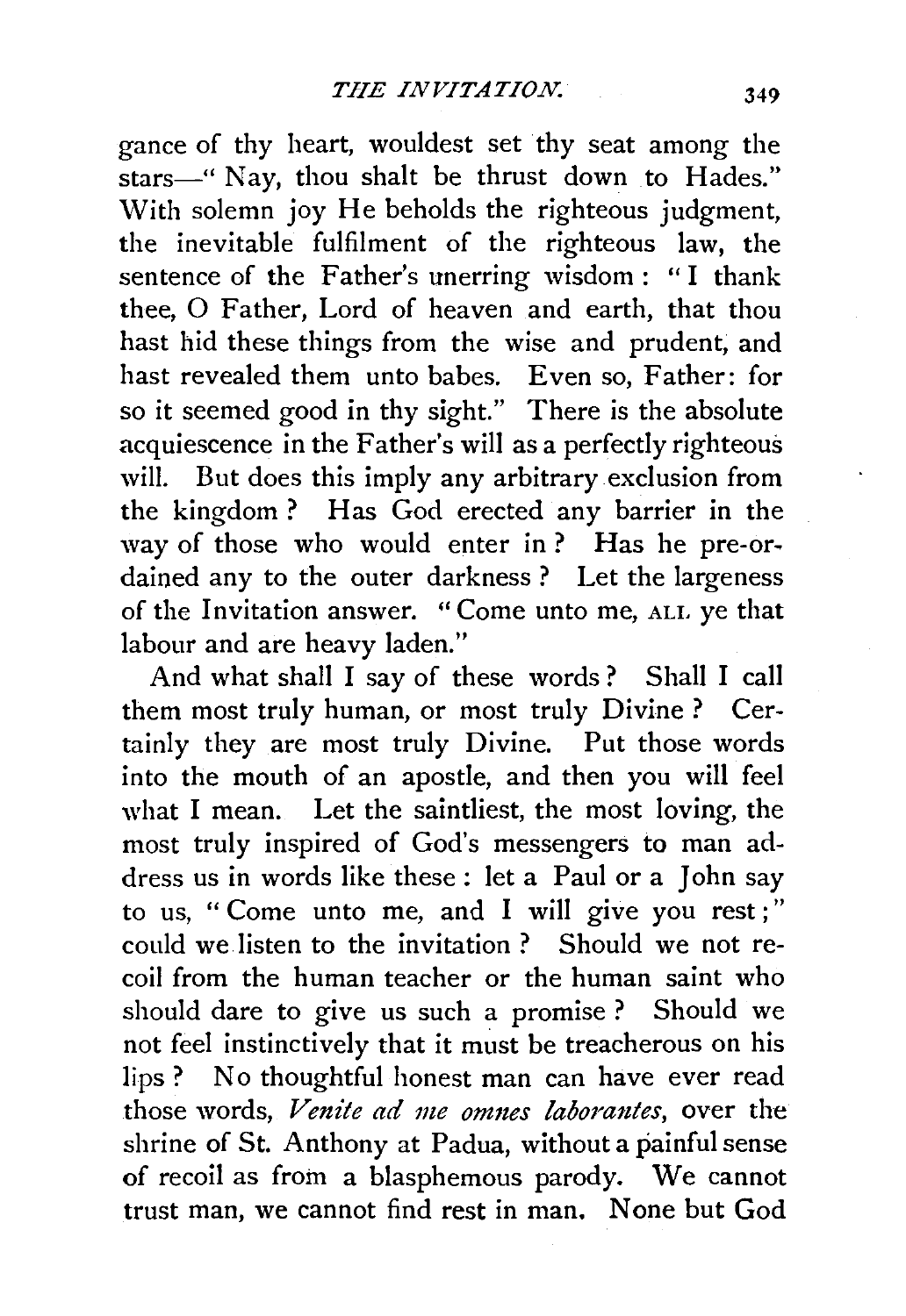gance of thy heart, wouldest set thy seat among the stars—" Nay, thou shalt be thrust down to Hades." With solemn joy He beholds the righteous judgment, the inevitable fulfilment of the righteous law, the sentence of the Father's unerring wisdom : " I thank thee, O Father, Lord of heaven and earth, that thou hast hid these things from the wise and prudent, and hast revealed them unto babes. Even so, Father: for so it seemed good in thy sight." There is the absolute acquiescence in the Father's will as a perfectly righteous will. But does this imply any arbitrary exclusion from the kingdom ? Has God erected any barrier in the way of those who would enter in ? Has he pre-ordained any to the outer darkness ? Let the largeness of the Invitation answer. " Come unto me, ALL ye that labour and are heavy laden."

And what shall I say of these words ? Shall I call them most truly human, or most truly Divine ? Certainly they are most truly Divine. Put those words into the mouth of an apostle, and then you will feel what I mean. Let the saintliest, the most loving, the most truly inspired of God's messengers to man address us in words like these : let a Paul or a John say to us, " Come unto me, and I will give you rest ;" could we listen to the invitation ? Should we not recoil from the human teacher or the human saint who should dare to give us such a promise ? Should we not feel instinctively that it must be treacherous on his lips ? No thoughtful honest man can have ever read those words, *Venite ad me omnes laborantes*, over the shrine of St. Anthony at Padua, without a painful sense of recoil as from a blasphemous parody. We cannot trust man, we cannot find rest in man. None but God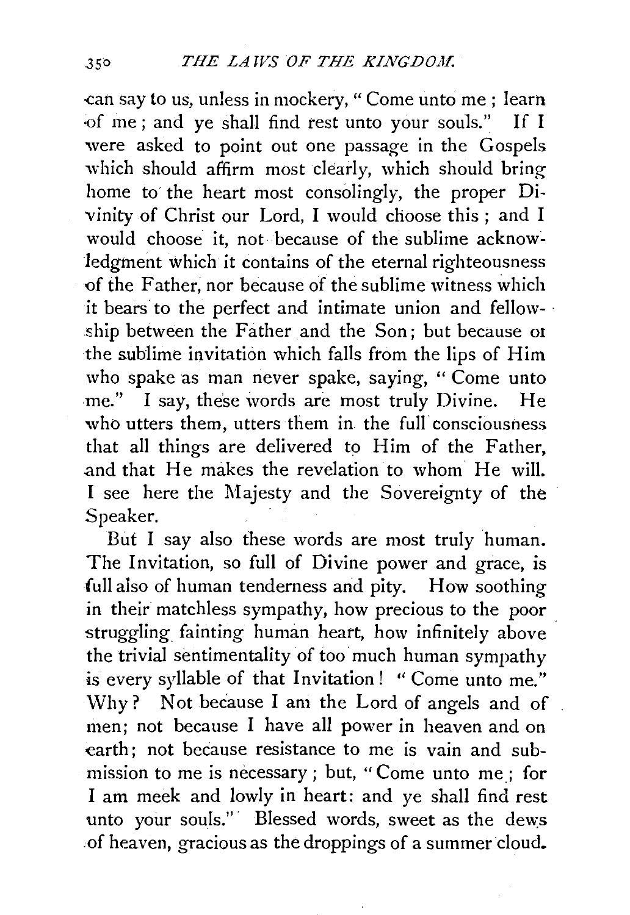can say to us, unless in mockery, "Come unto me; learn of me; and ye shall find rest unto your souls." If I were asked to point out one passage in the Gospels which should affirm most clearly, which should bring home to the heart most consolingly, the proper Divinity of Christ our Lord, I would choose this; and I would choose it, not because of the sublime acknowledgment which it contains of the eternal righteousness of the Father, nor because of the sublime witness which it bears to the perfect and intimate union and fellowship between the Father and the Son; but because of the sublime invitation which falls from the lips of Him who spake as man never spake, saying, "Come unto me." I say, these words are most truly Divine. He who utters them, utters them in the full consciousness that all things are delivered to Him of the Father, and that He makes the revelation to whom He will. I see here the Majesty and the Sovereignty of the Speaker.

But I say also these words are most truly human. The Invitation, so full of Divine power and grace, is full also of human tenderness and pity. How soothing in their matchless sympathy, how precious to the poor struggling fainting human heart, how infinitely above the trivial sentimentality of too much human sympathy is every syllable of that Invitation! "Come unto me." Why? Not because I am the Lord of angels and of men; not because I have all power in heaven and on earth; not because resistance to me is vain and submission to me is necessary; but, "Come unto me; for I am meek and lowly in heart: and ye shall find rest unto your souls." Blessed words, sweet as the dews of heaven, gracious as the droppings of a summer cloud.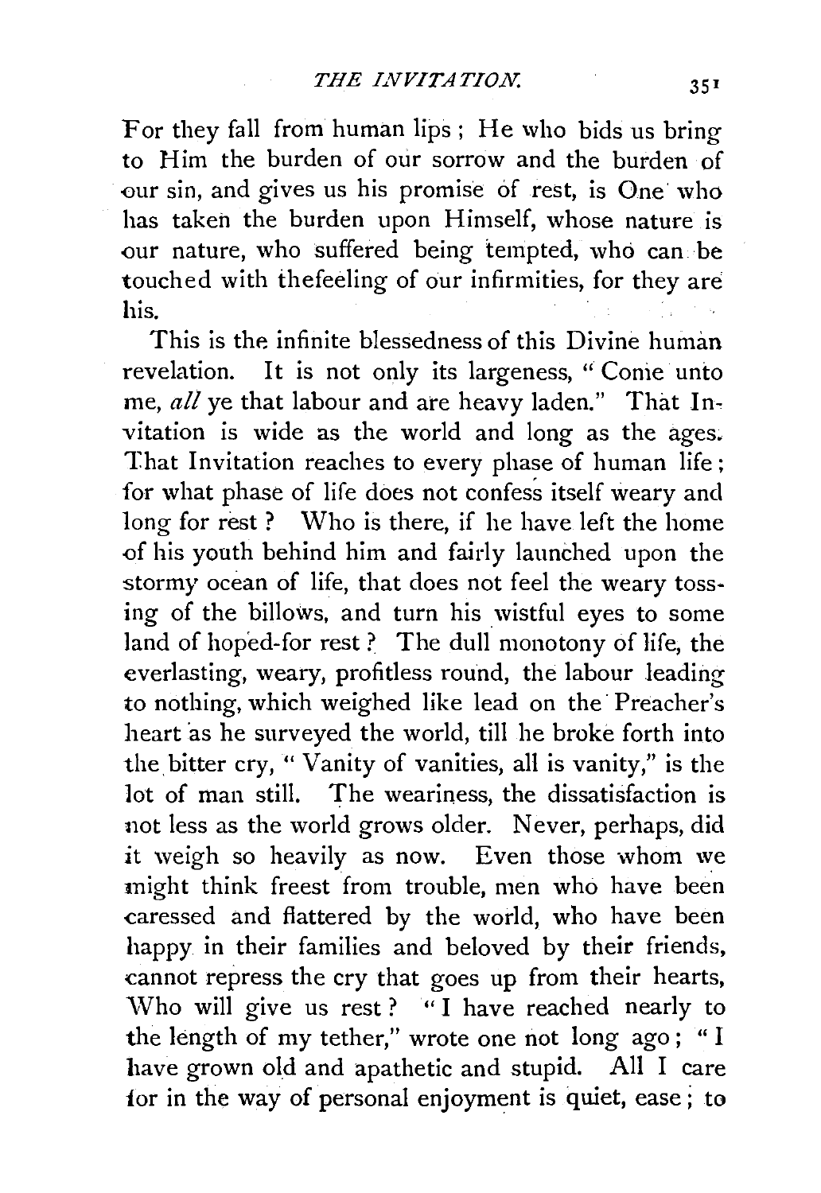For they fall from human lips; He who bids us bring to Him the burden of our sorrow and the burden of our sin, and gives us his promise of rest, is One who has taken the burden upon Himself, whose nature is our nature, who suffered being tempted, who can be touched with thefeeling of our infirmities, for they are his.

This is the infinite blessedness of this Divine human revelation. It is not only its largeness, "Come unto me, *all* ye that labour and are heavy laden." That Invitation is wide as the world and long as the ages. That Invitation reaches to every phase of human life; for what phase of life does not confess itself weary and long for rest? Who is there, if he have left the home of his youth behind him and fairly launched upon the stormy ocean of life, that does not feel the weary tossing of the billows, and turn his wistful eyes to some land of hoped-for rest? The dull monotony of life, the everlasting, weary, profitless round, the labour leading to nothing, which weighed like lead on the Preacher's heart as he surveyed the world, till he broke forth into the bitter cry, "Vanity of vanities, all is vanity," is the lot of man still. The weariness, the dissatisfaction is not less as the world grows older. Never, perhaps, did it weigh so heavily as now. Even those whom we might think freest from trouble, men who have been caressed and flattered by the world, who have been happy in their families and beloved by their friends, cannot repress the cry that goes up from their hearts, Who will give us rest? "I have reached nearly to the length of my tether," wrote one not long ago; "I have grown old and apathetic and stupid. All I care for in the way of personal enjoyment is quiet, ease; to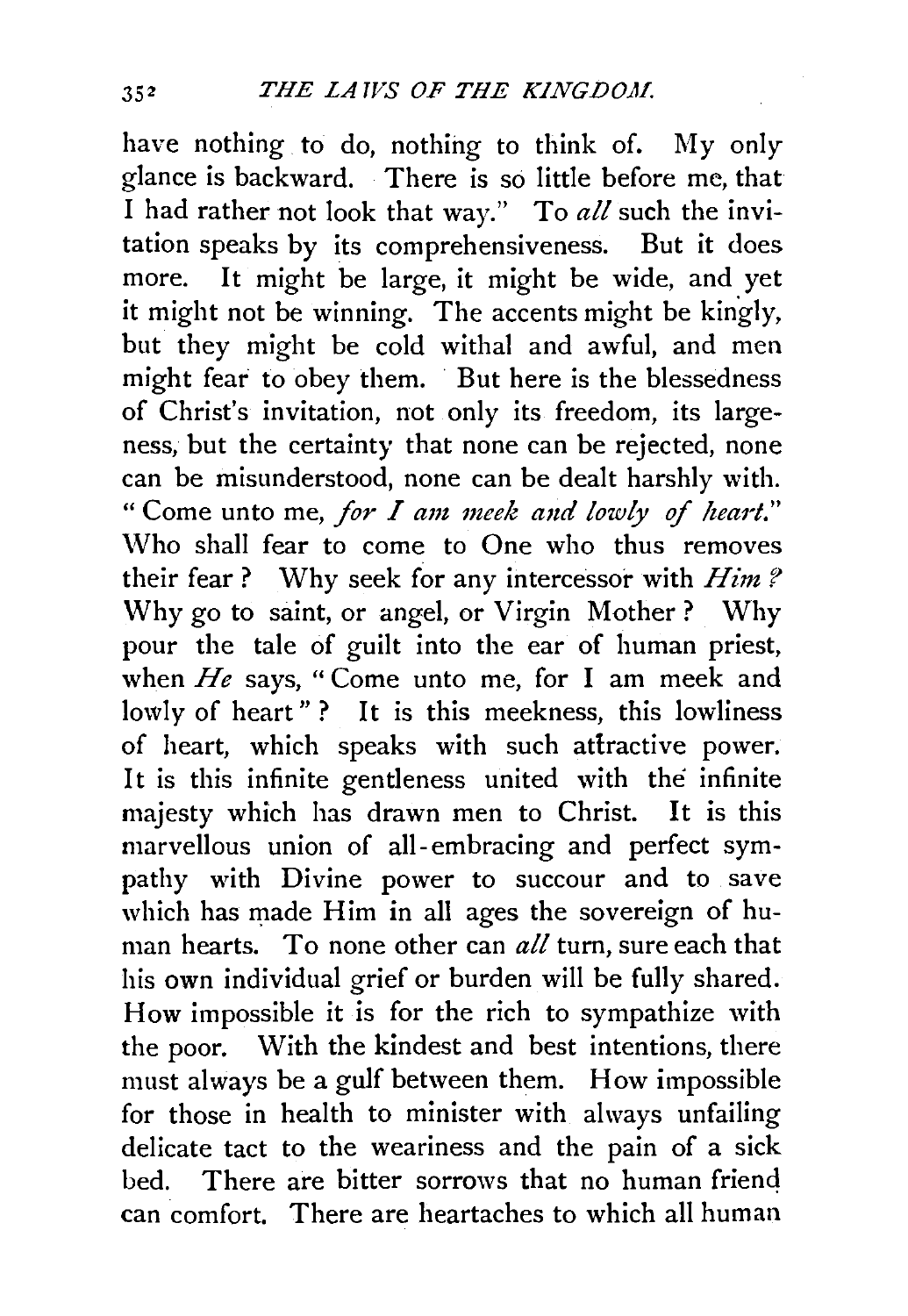have nothing to do, nothing to think of. My only glance is backward. There is so little before me, that I had rather not look that way." To *all* such the invitation speaks by its comprehensiveness. But it does more. It might be large, it might be wide, and yet it might not be winning. The accents might be kingly, but they might be cold withal and awful, and men might fear to obey them. But here is the blessedness of Christ's invitation, not only its freedom, its largeness, but the certainty that none can be rejected, none can be misunderstood, none can be dealt harshly with. "Come unto me, *for I am meek and lowly of heart.*" Who shall fear to come to One who thus removes their fear? Why seek for any intercessor with *Him?* Why go to saint, or angel, or Virgin Mother? Why pour the tale of guilt into the ear of human priest, when *He* says, "Come unto me, for I am meek and lowly of heart"? It is this meekness, this lowliness of heart, which speaks with such attractive power. It is this infinite gentleness united with the infinite majesty which has drawn men to Christ. It is this marvellous union of all-embracing and perfect sympathy with Divine power to succour and to save which has made Him in all ages the sovereign of human hearts. To none other can *all* turn, sure each that his own individual grief or burden will be fully shared. How impossible it is for the rich to sympathize with the poor. With the kindest and best intentions, there must always be a gulf between them. How impossible for those in health to minister with always unfailing delicate tact to the weariness and the pain of a sick bed. There are bitter sorrows that no human friend can comfort. There are heartaches to which all human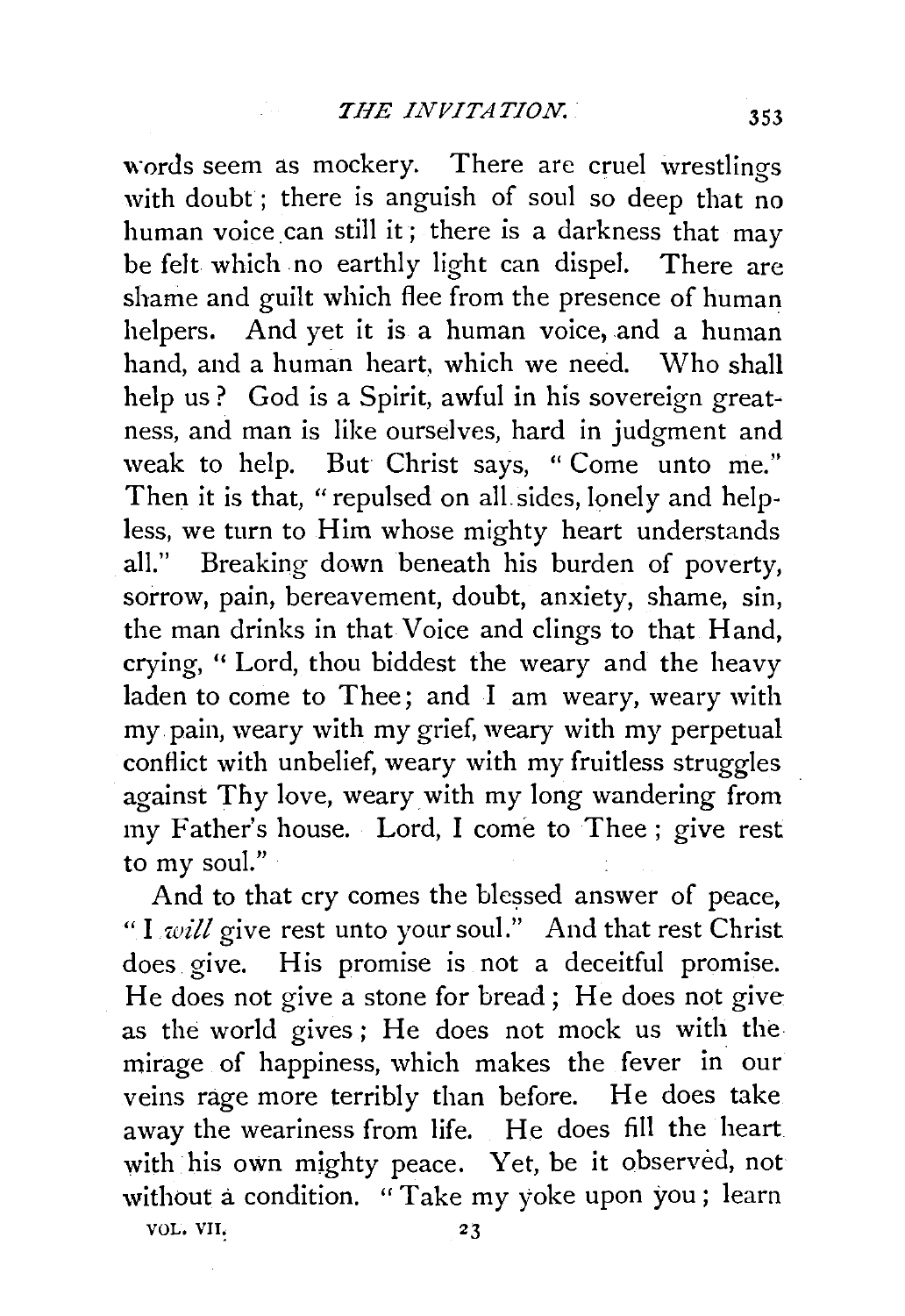words seem as mockery. There are cruel wrestlings with doubt; there is anguish of soul so deep that no human voice can still it; there is a darkness that may be felt which no earthly light can dispel. There are shame and guilt which flee from the presence of human helpers. And yet it is a human voice, and a human hand, and a human heart, which we need. Who shall help us? God is a Spirit, awful in his sovereign greatness, and man is like ourselves, hard in judgment and weak to help. But Christ says, "Come unto me." Then it is that, "repulsed on all sides, lonely and helpless, we turn to Him whose mighty heart understands all." Breaking down beneath his burden of poverty, sorrow, pain, bereavement, doubt, anxiety, shame, sin, the man drinks in that Voice and clings to that Hand, crying, "Lord, thou biddest the weary and the heavy laden to come to Thee; and I am weary, weary with my pain, weary with my grief, weary with my perpetual conflict with unbelief, weary with my fruitless struggles against Thy love, weary with my long wandering from my Father's house. Lord, I come to Thee; give rest to my soul."

And to that cry comes the blessed answer of peace, "I *will* give rest unto your soul." And that rest Christ does give. His promise is not a deceitful promise. He does not give a stone for bread; He does not give as the world gives; He does not mock us with the mirage of happiness, which makes the fever in our veins rage more terribly than before. He does take away the weariness from life. He does fill the heart with his own mighty peace. Yet, be it observed, not without a condition. "Take my yoke upon you; learn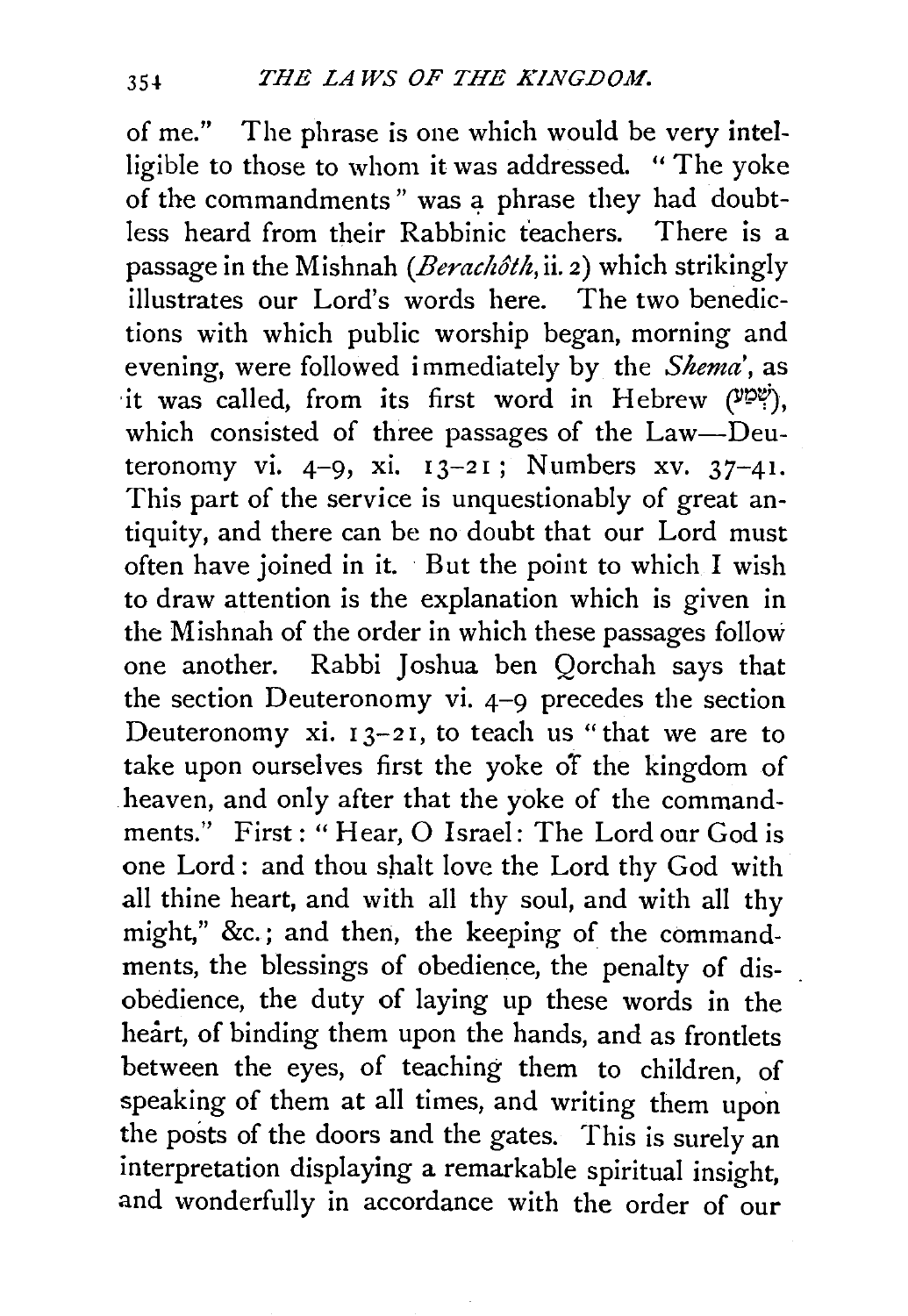of me." The phrase is one which would be very intelligible to those to whom it was addressed. "The yoke of the commandments" was a phrase they had doubtless heard from their Rabbinic teachers. There is a passage in the Mishnah (*Berachôth*, ii. 2) which strikingly illustrates our Lord's words here. The two benedictions with which public worship began, morning and evening, were followed immediately by the *Shema'*, as it was called, from its first word in Hebrew (שְׁמַע), which consisted of three passages of the Law—Deuteronomy vi. 4–9, xi. 13–21; Numbers xv. 37–41. This part of the service is unquestionably of great antiquity, and there can be no doubt that our Lord must often have joined in it. But the point to which I wish to draw attention is the explanation which is given in the Mishnah of the order in which these passages follow one another. Rabbi Joshua ben Qorchah says that the section Deuteronomy vi. 4–9 precedes the section Deuteronomy xi. 13–21, to teach us "that we are to take upon ourselves first the yoke of the kingdom of heaven, and only after that the yoke of the commandments." First: "Hear, O Israel: The Lord our God is one Lord: and thou shalt love the Lord thy God with all thine heart, and with all thy soul, and with all thy might," &c.; and then, the keeping of the commandments, the blessings of obedience, the penalty of disobedience, the duty of laying up these words in the heart, of binding them upon the hands, and as frontlets between the eyes, of teaching them to children, of speaking of them at all times, and writing them upon the posts of the doors and the gates. This is surely an interpretation displaying a remarkable spiritual insight, and wonderfully in accordance with the order of our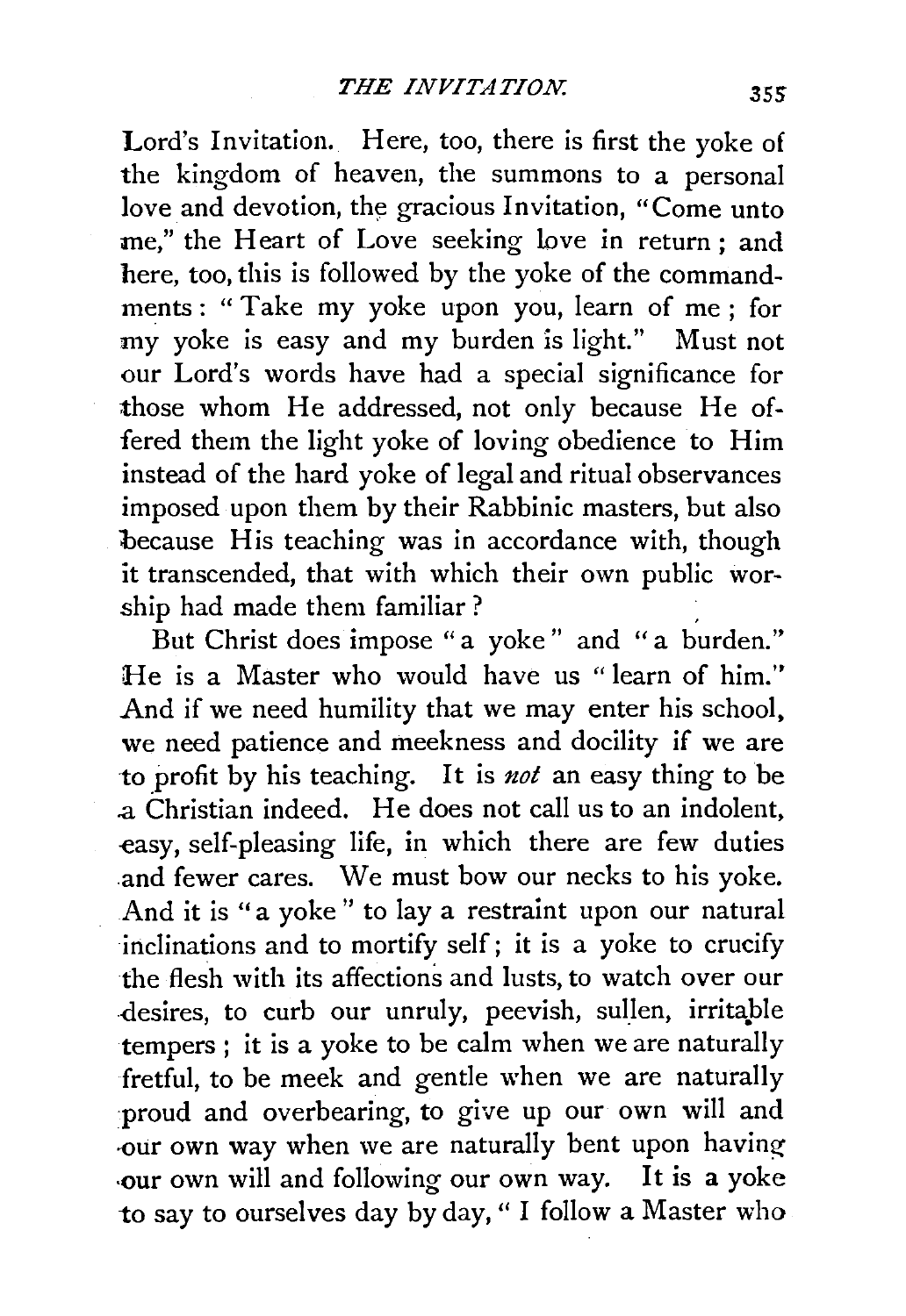Lord's Invitation. Here, too, there is first the yoke of the kingdom of heaven, the summons to a personal love and devotion, the gracious Invitation, "Come unto me," the Heart of Love seeking love in return; and here, too, this is followed by the yoke of the commandments: "Take my yoke upon you, learn of me; for my yoke is easy and my burden is light." Must not our Lord's words have had a special significance for those whom He addressed, not only because He offered them the light yoke of loving obedience to Him instead of the hard yoke of legal and ritual observances imposed upon them by their Rabbinic masters, but also because His teaching was in accordance with, though it transcended, that with which their own public worship had made them familiar?

But Christ does impose "a yoke" and "a burden." He is a Master who would have us "learn of him." And if we need humility that we may enter his school, we need patience and meekness and docility if we are to profit by his teaching. It is *not* an easy thing to be a Christian indeed. He does not call us to an indolent, easy, self-pleasing life, in which there are few duties and fewer cares. We must bow our necks to his yoke. And it is "a yoke" to lay a restraint upon our natural inclinations and to mortify self; it is a yoke to crucify the flesh with its affections and lusts, to watch over our desires, to curb our unruly, peevish, sullen, irritable tempers; it is a yoke to be calm when we are naturally fretful, to be meek and gentle when we are naturally proud and overbearing, to give up our own will and our own way when we are naturally bent upon having our own will and following our own way. It is a yoke to say to ourselves day by day, "I follow a Master who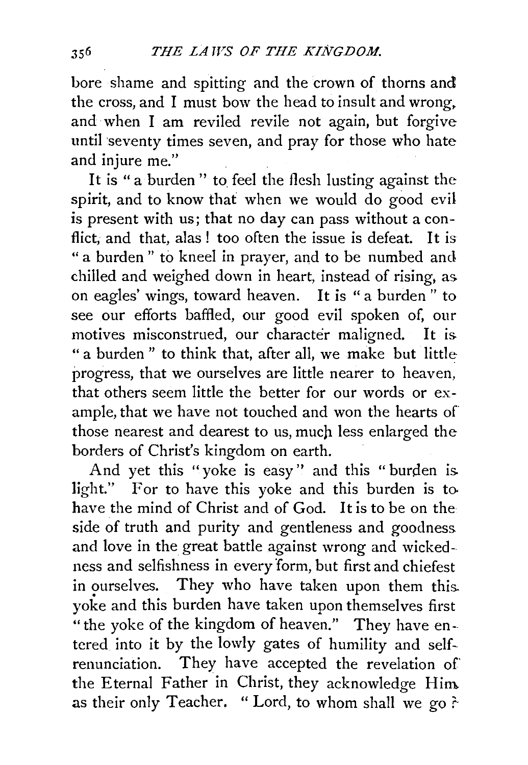bore shame and spitting and the crown of thorns and the cross, and I must bow the head to insult and wrong, and when I am reviled revile not again, but forgive until seventy times seven, and pray for those who hate and injure me."

It is "a burden" to feel the flesh lusting against the spirit, and to know that when we would do good evil is present with us; that no day can pass without a conflict, and that, alas! too often the issue is defeat. It is "a burden" to kneel in prayer, and to be numbed and chilled and weighed down in heart, instead of rising, as on eagles' wings, toward heaven. It is "a burden" to see our efforts baffled, our good evil spoken of, our motives misconstrued, our character maligned. It is "a burden" to think that, after all, we make but little progress, that we ourselves are little nearer to heaven, that others seem little the better for our words or example, that we have not touched and won the hearts of those nearest and dearest to us, much less enlarged the borders of Christ's kingdom on earth.

And yet this "yoke is easy" and this "burden is light." For to have this yoke and this burden is to have the mind of Christ and of God. It is to be on the side of truth and purity and gentleness and goodness and love in the great battle against wrong and wickedness and selfishness in every form, but first and chiefest in ourselves. They who have taken upon them this yoke and this burden have taken upon themselves first "the yoke of the kingdom of heaven." They have entered into it by the lowly gates of humility and self-renunciation. They have accepted the revelation of the Eternal Father in Christ, they acknowledge Him as their only Teacher. "Lord, to whom shall we go?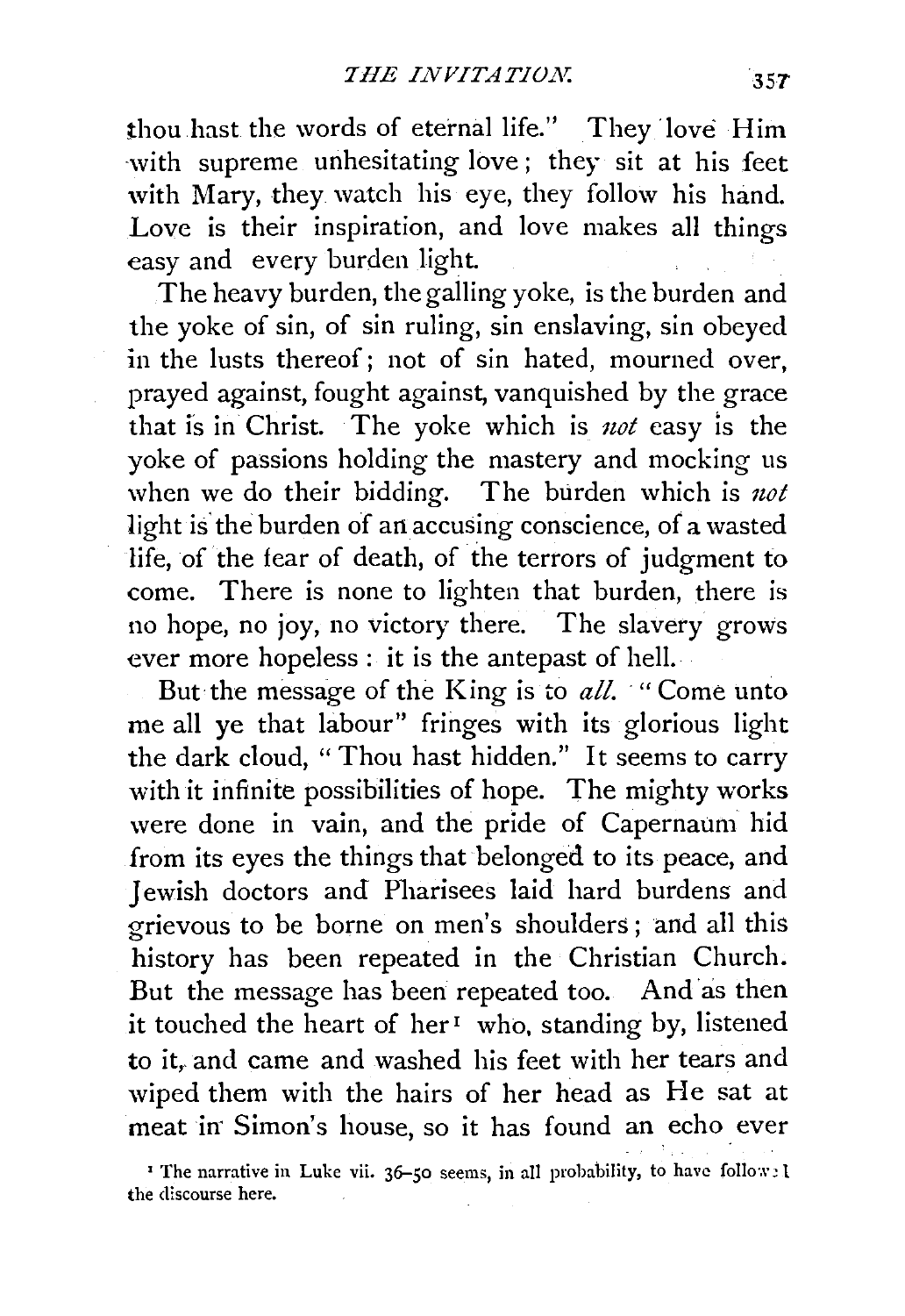thou hast the words of eternal life." They love Him with supreme unhesitating love; they sit at his feet with Mary, they watch his eye, they follow his hand. Love is their inspiration, and love makes all things easy and every burden light.

The heavy burden, the galling yoke, is the burden and the yoke of sin, of sin ruling, sin enslaving, sin obeyed in the lusts thereof; not of sin hated, mourned over, prayed against, fought against, vanquished by the grace that is in Christ. The yoke which is *not* easy is the yoke of passions holding the mastery and mocking us when we do their bidding. The burden which is *not* light is the burden of an accusing conscience, of a wasted life, of the fear of death, of the terrors of judgment to come. There is none to lighten that burden, there is no hope, no joy, no victory there. The slavery grows ever more hopeless: it is the antepast of hell.

But the message of the King is to *all.* "Come unto me all ye that labour" fringes with its glorious light the dark cloud, "Thou hast hidden." It seems to carry with it infinite possibilities of hope. The mighty works were done in vain, and the pride of Capernaum hid from its eyes the things that belonged to its peace, and Jewish doctors and Pharisees laid hard burdens and grievous to be borne on men's shoulders; and all this history has been repeated in the Christian Church. But the message has been repeated too. And as then it touched the heart of her[1] who, standing by, listened to it, and came and washed his feet with her tears and wiped them with the hairs of her head as He sat at meat in Simon's house, so it has found an echo ever

[1] The narrative in Luke vii. 36–50 seems, in all probability, to have followed the discourse here.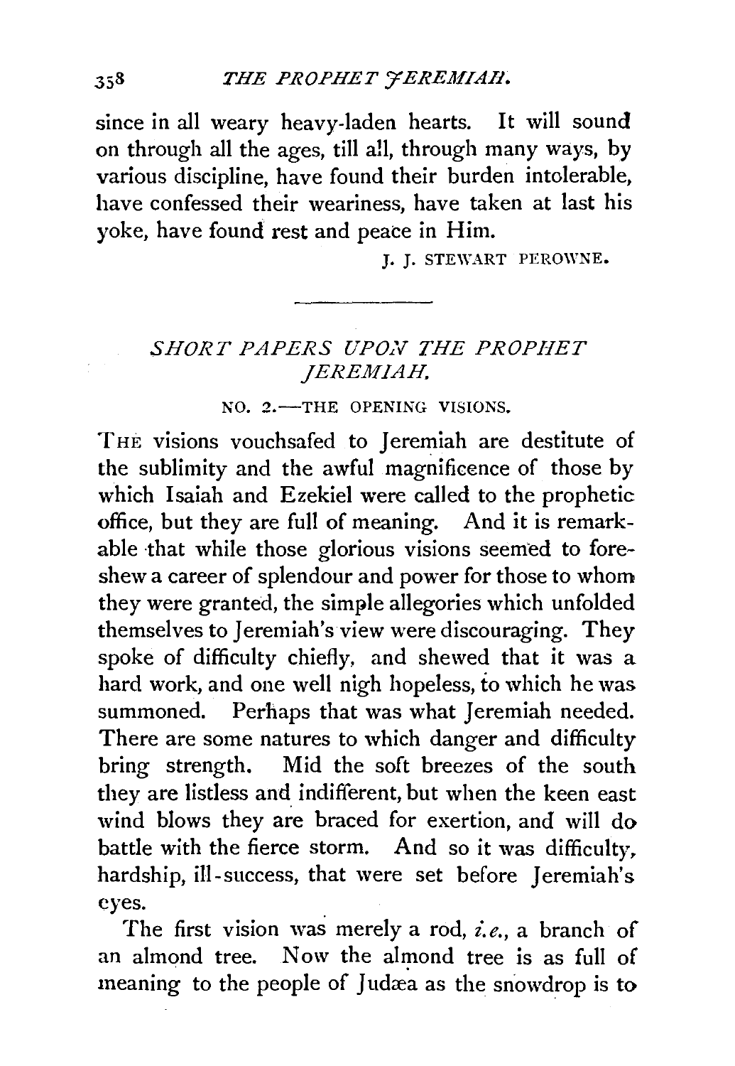since in all weary heavy-laden hearts. It will sound on through all the ages, till all, through many ways, by various discipline, have found their burden intolerable, have confessed their weariness, have taken at last his yoke, have found rest and peace in Him.

J. J. STEWART PEROWNE.

---

## *SHORT PAPERS UPON THE PROPHET JEREMIAH.*

### NO. 2.—THE OPENING VISIONS.

THE visions vouchsafed to Jeremiah are destitute of the sublimity and the awful magnificence of those by which Isaiah and Ezekiel were called to the prophetic office, but they are full of meaning. And it is remarkable that while those glorious visions seemed to foreshew a career of splendour and power for those to whom they were granted, the simple allegories which unfolded themselves to Jeremiah's view were discouraging. They spoke of difficulty chiefly, and shewed that it was a hard work, and one well nigh hopeless, to which he was summoned. Perhaps that was what Jeremiah needed. There are some natures to which danger and difficulty bring strength. Mid the soft breezes of the south they are listless and indifferent, but when the keen east wind blows they are braced for exertion, and will do battle with the fierce storm. And so it was difficulty, hardship, ill-success, that were set before Jeremiah's eyes.

The first vision was merely a rod, *i.e.*, a branch of an almond tree. Now the almond tree is as full of meaning to the people of Judæa as the snowdrop is to